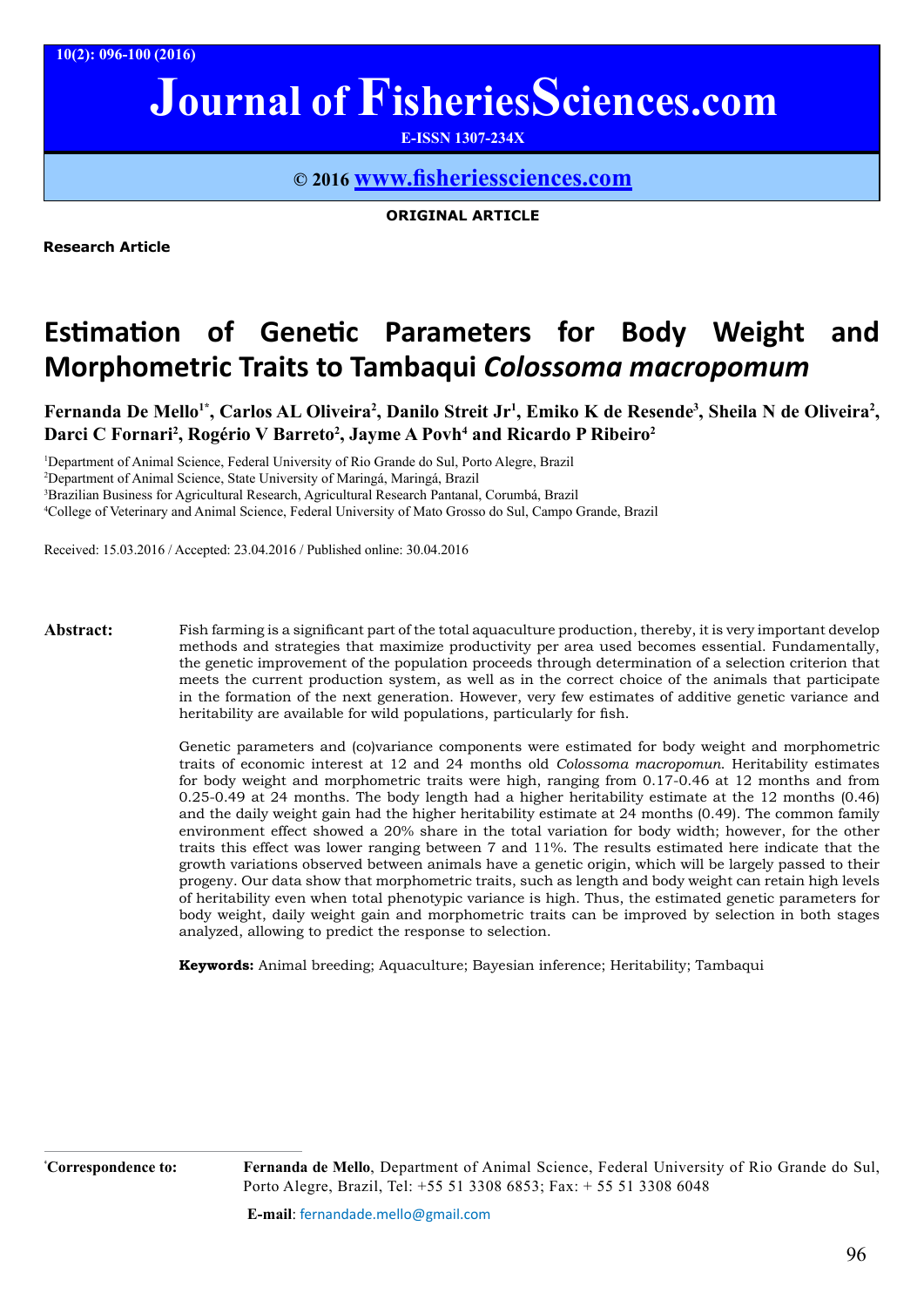ORIGINAL ARTICLE

Research Article

# Estimation of Genetic Parameters for Body Weight and Morphometric Traits to Tambaqui *Colossoma macropomum*

**Fernanda De Mello[1*], Carlos AL Oliveira[2], Danilo Streit Jr[1], Emiko K de Resende[3], Sheila N de Oliveira[2], Darci C Fornari[2], Rogério V Barreto[2], Jayme A Povh[4] and Ricardo P Ribeiro[2]**

[1]Department of Animal Science, Federal University of Rio Grande do Sul, Porto Alegre, Brazil

[2]Department of Animal Science, State University of Maringá, Maringá, Brazil

[3]Brazilian Business for Agricultural Research, Agricultural Research Pantanal, Corumbá, Brazil

[4]College of Veterinary and Animal Science, Federal University of Mato Grosso do Sul, Campo Grande, Brazil

Received: 15.03.2016 / Accepted: 23.04.2016 / Published online: 30.04.2016

**Abstract:** Fish farming is a significant part of the total aquaculture production, thereby, it is very important develop methods and strategies that maximize productivity per area used becomes essential. Fundamentally, the genetic improvement of the population proceeds through determination of a selection criterion that meets the current production system, as well as in the correct choice of the animals that participate in the formation of the next generation. However, very few estimates of additive genetic variance and heritability are available for wild populations, particularly for fish.

Genetic parameters and (co)variance components were estimated for body weight and morphometric traits of economic interest at 12 and 24 months old *Colossoma macropomun*. Heritability estimates for body weight and morphometric traits were high, ranging from 0.17-0.46 at 12 months and from 0.25-0.49 at 24 months. The body length had a higher heritability estimate at the 12 months (0.46) and the daily weight gain had the higher heritability estimate at 24 months (0.49). The common family environment effect showed a 20% share in the total variation for body width; however, for the other traits this effect was lower ranging between 7 and 11%. The results estimated here indicate that the growth variations observed between animals have a genetic origin, which will be largely passed to their progeny. Our data show that morphometric traits, such as length and body weight can retain high levels of heritability even when total phenotypic variance is high. Thus, the estimated genetic parameters for body weight, daily weight gain and morphometric traits can be improved by selection in both stages analyzed, allowing to predict the response to selection.

**Keywords:** Animal breeding; Aquaculture; Bayesian inference; Heritability; Tambaqui

[*]**Correspondence to:** **Fernanda de Mello**, Department of Animal Science, Federal University of Rio Grande do Sul, Porto Alegre, Brazil, Tel: +55 51 3308 6853; Fax: + 55 51 3308 6048

**E-mail**: fernandade.mello@gmail.com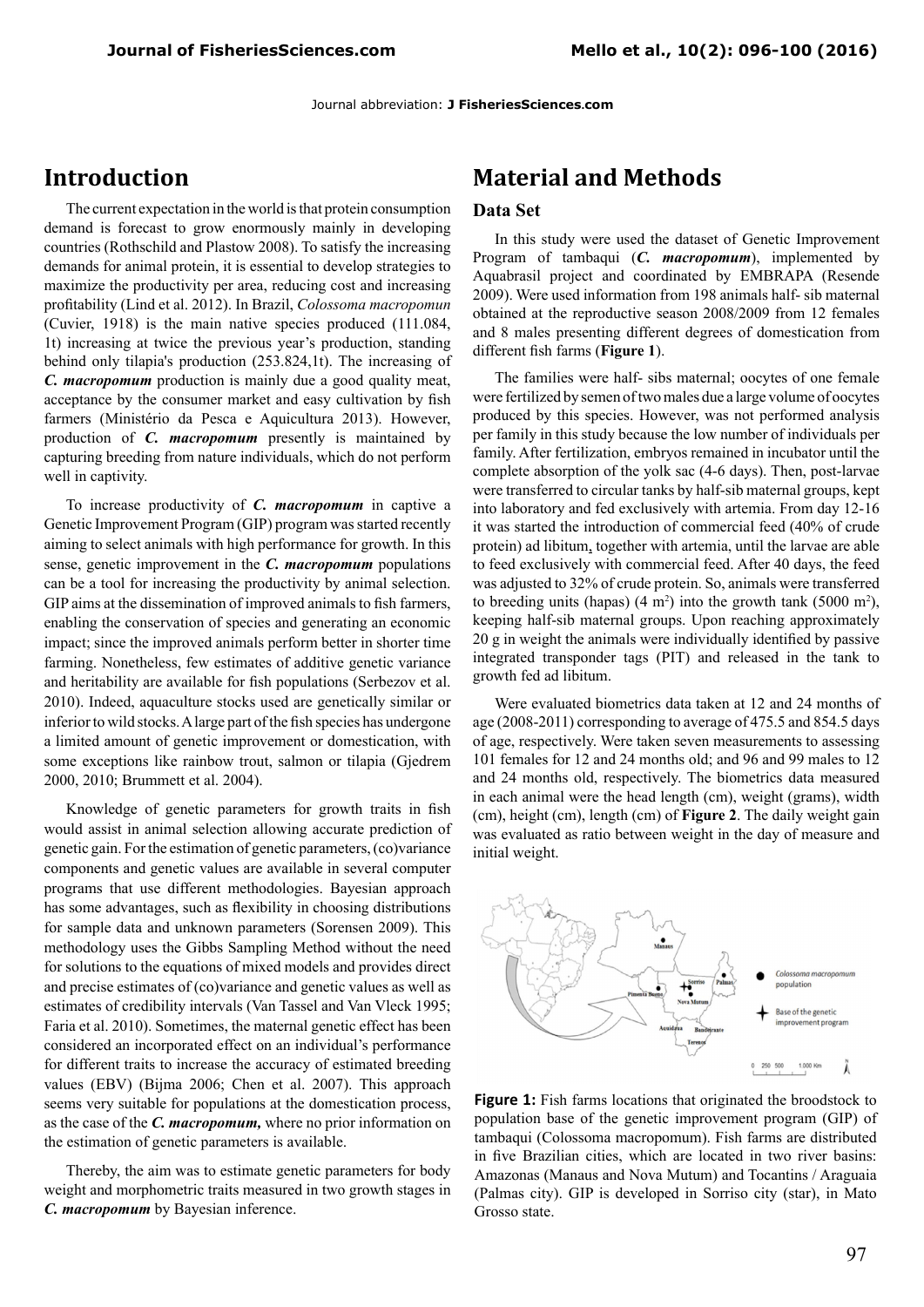Journal abbreviation: **J FisheriesSciences.com**

# Introduction

The current expectation in the world is that protein consumption demand is forecast to grow enormously mainly in developing countries (Rothschild and Plastow 2008). To satisfy the increasing demands for animal protein, it is essential to develop strategies to maximize the productivity per area, reducing cost and increasing profitability (Lind et al. 2012). In Brazil, *Colossoma macropomun* (Cuvier, 1918) is the main native species produced (111.084, 1t) increasing at twice the previous year's production, standing behind only tilapia's production (253.824,1t). The increasing of ***C. macropomum*** production is mainly due a good quality meat, acceptance by the consumer market and easy cultivation by fish farmers (Ministério da Pesca e Aquicultura 2013). However, production of ***C. macropomum*** presently is maintained by capturing breeding from nature individuals, which do not perform well in captivity.

To increase productivity of ***C. macropomum*** in captive a Genetic Improvement Program (GIP) program was started recently aiming to select animals with high performance for growth. In this sense, genetic improvement in the ***C. macropomum*** populations can be a tool for increasing the productivity by animal selection. GIP aims at the dissemination of improved animals to fish farmers, enabling the conservation of species and generating an economic impact; since the improved animals perform better in shorter time farming. Nonetheless, few estimates of additive genetic variance and heritability are available for fish populations (Serbezov et al. 2010). Indeed, aquaculture stocks used are genetically similar or inferior to wild stocks. A large part of the fish species has undergone a limited amount of genetic improvement or domestication, with some exceptions like rainbow trout, salmon or tilapia (Gjedrem 2000, 2010; Brummett et al. 2004).

Knowledge of genetic parameters for growth traits in fish would assist in animal selection allowing accurate prediction of genetic gain. For the estimation of genetic parameters, (co)variance components and genetic values are available in several computer programs that use different methodologies. Bayesian approach has some advantages, such as flexibility in choosing distributions for sample data and unknown parameters (Sorensen 2009). This methodology uses the Gibbs Sampling Method without the need for solutions to the equations of mixed models and provides direct and precise estimates of (co)variance and genetic values as well as estimates of credibility intervals (Van Tassel and Van Vleck 1995; Faria et al. 2010). Sometimes, the maternal genetic effect has been considered an incorporated effect on an individual's performance for different traits to increase the accuracy of estimated breeding values (EBV) (Bijma 2006; Chen et al. 2007). This approach seems very suitable for populations at the domestication process, as the case of the ***C. macropomum,*** where no prior information on the estimation of genetic parameters is available.

Thereby, the aim was to estimate genetic parameters for body weight and morphometric traits measured in two growth stages in ***C. macropomum*** by Bayesian inference.

# Material and Methods

## Data Set

In this study were used the dataset of Genetic Improvement Program of tambaqui (***C. macropomum***), implemented by Aquabrasil project and coordinated by EMBRAPA (Resende 2009). Were used information from 198 animals half- sib maternal obtained at the reproductive season 2008/2009 from 12 females and 8 males presenting different degrees of domestication from different fish farms (**Figure 1**).

The families were half- sibs maternal; oocytes of one female were fertilized by semen of two males due a large volume of oocytes produced by this species. However, was not performed analysis per family in this study because the low number of individuals per family. After fertilization, embryos remained in incubator until the complete absorption of the yolk sac (4-6 days). Then, post-larvae were transferred to circular tanks by half-sib maternal groups, kept into laboratory and fed exclusively with artemia. From day 12-16 it was started the introduction of commercial feed (40% of crude protein) ad libitum, together with artemia, until the larvae are able to feed exclusively with commercial feed. After 40 days, the feed was adjusted to 32% of crude protein. So, animals were transferred to breeding units (hapas) (4 $m^2$) into the growth tank (5000 $m^2$), keeping half-sib maternal groups. Upon reaching approximately 20 g in weight the animals were individually identified by passive integrated transponder tags (PIT) and released in the tank to growth fed ad libitum.

Were evaluated biometrics data taken at 12 and 24 months of age (2008-2011) corresponding to average of 475.5 and 854.5 days of age, respectively. Were taken seven measurements to assessing 101 females for 12 and 24 months old; and 96 and 99 males to 12 and 24 months old, respectively. The biometrics data measured in each animal were the head length (cm), weight (grams), width (cm), height (cm), length (cm) of **Figure 2**. The daily weight gain was evaluated as ratio between weight in the day of measure and initial weight.

**Figure 1:** Fish farms locations that originated the broodstock to population base of the genetic improvement program (GIP) of tambaqui (Colossoma macropomum). Fish farms are distributed in five Brazilian cities, which are located in two river basins: Amazonas (Manaus and Nova Mutum) and Tocantins / Araguaia (Palmas city). GIP is developed in Sorriso city (star), in Mato Grosso state.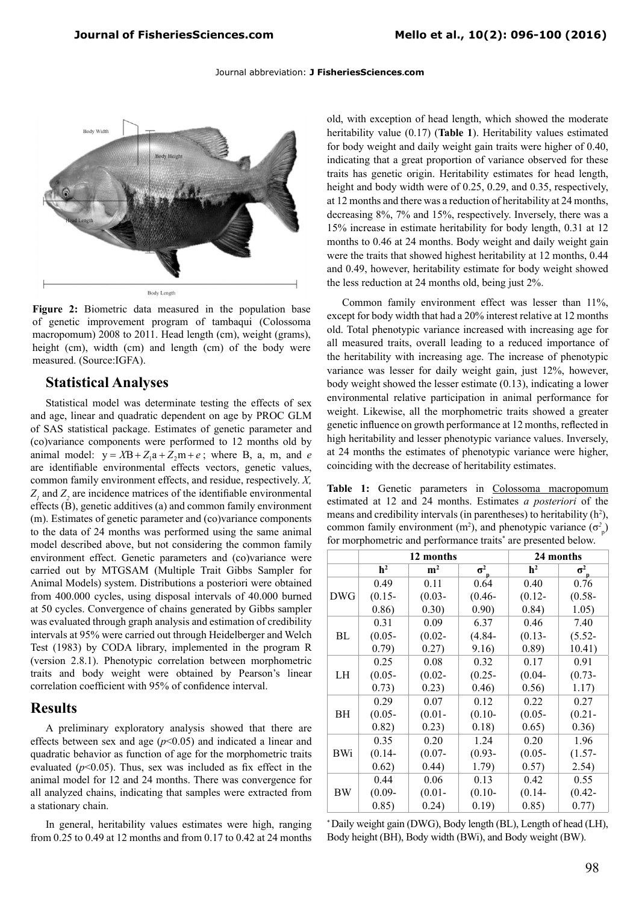**Figure 2:** Biometric data measured in the population base of genetic improvement program of tambaqui (Colossoma macropomum) 2008 to 2011. Head length (cm), weight (grams), height (cm), width (cm) and length (cm) of the body were measured. (Source:IGFA).

## Statistical Analyses

Statistical model was determinate testing the effects of sex and age, linear and quadratic dependent on age by PROC GLM of SAS statistical package. Estimates of genetic parameter and (co)variance components were performed to 12 months old by animal model: $y = XB + Z_1a + Z_2m + e$; where B, a, m, and $e$ are identifiable environmental effects vectors, genetic values, common family environment effects, and residue, respectively. $X$, $Z_1$ and $Z_2$ are incidence matrices of the identifiable environmental effects (B), genetic additives (a) and common family environment (m). Estimates of genetic parameter and (co)variance components to the data of 24 months was performed using the same animal model described above, but not considering the common family environment effect. Genetic parameters and (co)variance were carried out by MTGSAM (Multiple Trait Gibbs Sampler for Animal Models) system. Distributions a posteriori were obtained from 400.000 cycles, using disposal intervals of 40.000 burned at 50 cycles. Convergence of chains generated by Gibbs sampler was evaluated through graph analysis and estimation of credibility intervals at 95% were carried out through Heidelberger and Welch Test (1983) by CODA library, implemented in the program R (version 2.8.1). Phenotypic correlation between morphometric traits and body weight were obtained by Pearson's linear correlation coefficient with 95% of confidence interval.

## Results

A preliminary exploratory analysis showed that there are effects between sex and age ($p<0.05$) and indicated a linear and quadratic behavior as function of age for the morphometric traits evaluated ($p<0.05$). Thus, sex was included as fix effect in the animal model for 12 and 24 months. There was convergence for all analyzed chains, indicating that samples were extracted from a stationary chain.

In general, heritability values estimates were high, ranging from 0.25 to 0.49 at 12 months and from 0.17 to 0.42 at 24 months old, with exception of head length, which showed the moderate heritability value (0.17) (**Table 1**). Heritability values estimated for body weight and daily weight gain traits were higher of 0.40, indicating that a great proportion of variance observed for these traits has genetic origin. Heritability estimates for head length, height and body width were of 0.25, 0.29, and 0.35, respectively, at 12 months and there was a reduction of heritability at 24 months, decreasing 8%, 7% and 15%, respectively. Inversely, there was a 15% increase in estimate heritability for body length, 0.31 at 12 months to 0.46 at 24 months. Body weight and daily weight gain were the traits that showed highest heritability at 12 months, 0.44 and 0.49, however, heritability estimate for body weight showed the less reduction at 24 months old, being just 2%.

Common family environment effect was lesser than 11%, except for body width that had a 20% interest relative at 12 months old. Total phenotypic variance increased with increasing age for all measured traits, overall leading to a reduced importance of the heritability with increasing age. The increase of phenotypic variance was lesser for daily weight gain, just 12%, however, body weight showed the lesser estimate (0.13), indicating a lower environmental relative participation in animal performance for weight. Likewise, all the morphometric traits showed a greater genetic influence on growth performance at 12 months, reflected in high heritability and lesser phenotypic variance values. Inversely, at 24 months the estimates of phenotypic variance were higher, coinciding with the decrease of heritability estimates.

**Table 1:** Genetic parameters in Colossoma macropomum estimated at 12 and 24 months. Estimates *a posteriori* of the means and credibility intervals (in parentheses) to heritability ($h^2$), common family environment ($m^2$), and phenotypic variance ($\sigma^2_p$) for morphometric and performance traits* are presented below.

| | 12 months | | | 24 months | |
|---|---|---|---|---|---|
| | $h^2$ | $m^2$ | $\sigma^2_p$ | $h^2$ | $\sigma^2_p$ |
| DWG | 0.49 (0.15-0.86) | 0.11 (0.03-0.30) | 0.64 (0.46-0.90) | 0.40 (0.12-0.84) | 0.76 (0.58-1.05) |
| BL | 0.31 (0.05-0.79) | 0.09 (0.02-0.27) | 6.37 (4.84-9.16) | 0.46 (0.13-0.89) | 7.40 (5.52-10.41) |
| LH | 0.25 (0.05-0.73) | 0.08 (0.02-0.23) | 0.32 (0.25-0.46) | 0.17 (0.04-0.56) | 0.91 (0.73-1.17) |
| BH | 0.29 (0.05-0.82) | 0.07 (0.01-0.23) | 0.12 (0.10-0.18) | 0.22 (0.05-0.65) | 0.27 (0.21-0.36) |
| BWi | 0.35 (0.14-0.62) | 0.20 (0.07-0.44) | 1.24 (0.93-1.79) | 0.20 (0.05-0.57) | 1.96 (1.57-2.54) |
| BW | 0.44 (0.09-0.85) | 0.06 (0.01-0.24) | 0.13 (0.10-0.19) | 0.42 (0.14-0.85) | 0.55 (0.42-0.77) |

* Daily weight gain (DWG), Body length (BL), Length of head (LH), Body height (BH), Body width (BWi), and Body weight (BW).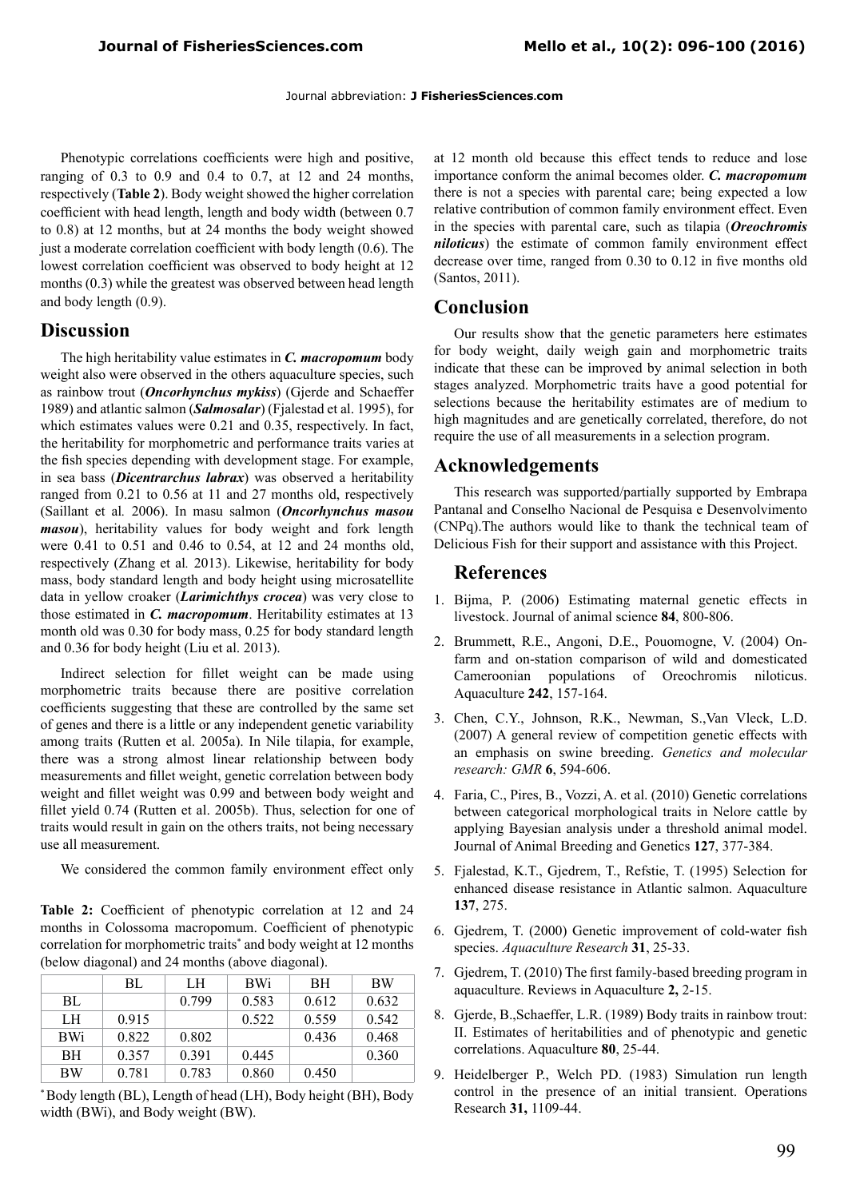Phenotypic correlations coefficients were high and positive, ranging of 0.3 to 0.9 and 0.4 to 0.7, at 12 and 24 months, respectively (**Table 2**). Body weight showed the higher correlation coefficient with head length, length and body width (between 0.7 to 0.8) at 12 months, but at 24 months the body weight showed just a moderate correlation coefficient with body length (0.6). The lowest correlation coefficient was observed to body height at 12 months (0.3) while the greatest was observed between head length and body length (0.9).

## Discussion

The high heritability value estimates in ***C. macropomum*** body weight also were observed in the others aquaculture species, such as rainbow trout (***Oncorhynchus mykiss***) (Gjerde and Schaeffer 1989) and atlantic salmon (***Salmosalar***) (Fjalestad et al. 1995), for which estimates values were 0.21 and 0.35, respectively. In fact, the heritability for morphometric and performance traits varies at the fish species depending with development stage. For example, in sea bass (***Dicentrarchus labrax***) was observed a heritability ranged from 0.21 to 0.56 at 11 and 27 months old, respectively (Saillant et al*.* 2006). In masu salmon (***Oncorhynchus masou masou***), heritability values for body weight and fork length were 0.41 to 0.51 and 0.46 to 0.54, at 12 and 24 months old, respectively (Zhang et al*.* 2013). Likewise, heritability for body mass, body standard length and body height using microsatellite data in yellow croaker (***Larimichthys crocea***) was very close to those estimated in ***C. macropomum***. Heritability estimates at 13 month old was 0.30 for body mass, 0.25 for body standard length and 0.36 for body height (Liu et al. 2013).

Indirect selection for fillet weight can be made using morphometric traits because there are positive correlation coefficients suggesting that these are controlled by the same set of genes and there is a little or any independent genetic variability among traits (Rutten et al. 2005a). In Nile tilapia, for example, there was a strong almost linear relationship between body measurements and fillet weight, genetic correlation between body weight and fillet weight was 0.99 and between body weight and fillet yield 0.74 (Rutten et al. 2005b). Thus, selection for one of traits would result in gain on the others traits, not being necessary use all measurement.

We considered the common family environment effect only at 12 month old because this effect tends to reduce and lose importance conform the animal becomes older. ***C. macropomum*** there is not a species with parental care; being expected a low relative contribution of common family environment effect. Even in the species with parental care, such as tilapia (***Oreochromis niloticus***) the estimate of common family environment effect decrease over time, ranged from 0.30 to 0.12 in five months old (Santos, 2011).

**Table 2:** Coefficient of phenotypic correlation at 12 and 24 months in Colossoma macropomum. Coefficient of phenotypic correlation for morphometric traits* and body weight at 12 months (below diagonal) and 24 months (above diagonal).

| | BL | LH | BWi | BH | BW |
|---|---|---|---|---|---|
| BL | | 0.799 | 0.583 | 0.612 | 0.632 |
| LH | 0.915 | | 0.522 | 0.559 | 0.542 |
| BWi | 0.822 | 0.802 | | 0.436 | 0.468 |
| BH | 0.357 | 0.391 | 0.445 | | 0.360 |
| BW | 0.781 | 0.783 | 0.860 | 0.450 | |

* Body length (BL), Length of head (LH), Body height (BH), Body width (BWi), and Body weight (BW).

## Conclusion

Our results show that the genetic parameters here estimates for body weight, daily weigh gain and morphometric traits indicate that these can be improved by animal selection in both stages analyzed. Morphometric traits have a good potential for selections because the heritability estimates are of medium to high magnitudes and are genetically correlated, therefore, do not require the use of all measurements in a selection program.

## Acknowledgements

This research was supported/partially supported by Embrapa Pantanal and Conselho Nacional de Pesquisa e Desenvolvimento (CNPq).The authors would like to thank the technical team of Delicious Fish for their support and assistance with this Project.

## References

1. Bijma, P. (2006) Estimating maternal genetic effects in livestock. Journal of animal science **84**, 800-806.
2. Brummett, R.E., Angoni, D.E., Pouomogne, V. (2004) On-farm and on-station comparison of wild and domesticated Cameroonian populations of Oreochromis niloticus. Aquaculture **242**, 157-164.
3. Chen, C.Y., Johnson, R.K., Newman, S.,Van Vleck, L.D. (2007) A general review of competition genetic effects with an emphasis on swine breeding. *Genetics and molecular research: GMR* **6**, 594-606.
4. Faria, C., Pires, B., Vozzi, A. et al. (2010) Genetic correlations between categorical morphological traits in Nelore cattle by applying Bayesian analysis under a threshold animal model. Journal of Animal Breeding and Genetics **127**, 377-384.
5. Fjalestad, K.T., Gjedrem, T., Refstie, T. (1995) Selection for enhanced disease resistance in Atlantic salmon. Aquaculture **137**, 275.
6. Gjedrem, T. (2000) Genetic improvement of cold-water fish species. *Aquaculture Research* **31**, 25-33.
7. Gjedrem, T. (2010) The first family-based breeding program in aquaculture. Reviews in Aquaculture **2,** 2-15.
8. Gjerde, B.,Schaeffer, L.R. (1989) Body traits in rainbow trout: II. Estimates of heritabilities and of phenotypic and genetic correlations. Aquaculture **80**, 25-44.
9. Heidelberger P., Welch PD. (1983) Simulation run length control in the presence of an initial transient. Operations Research **31,** 1109-44.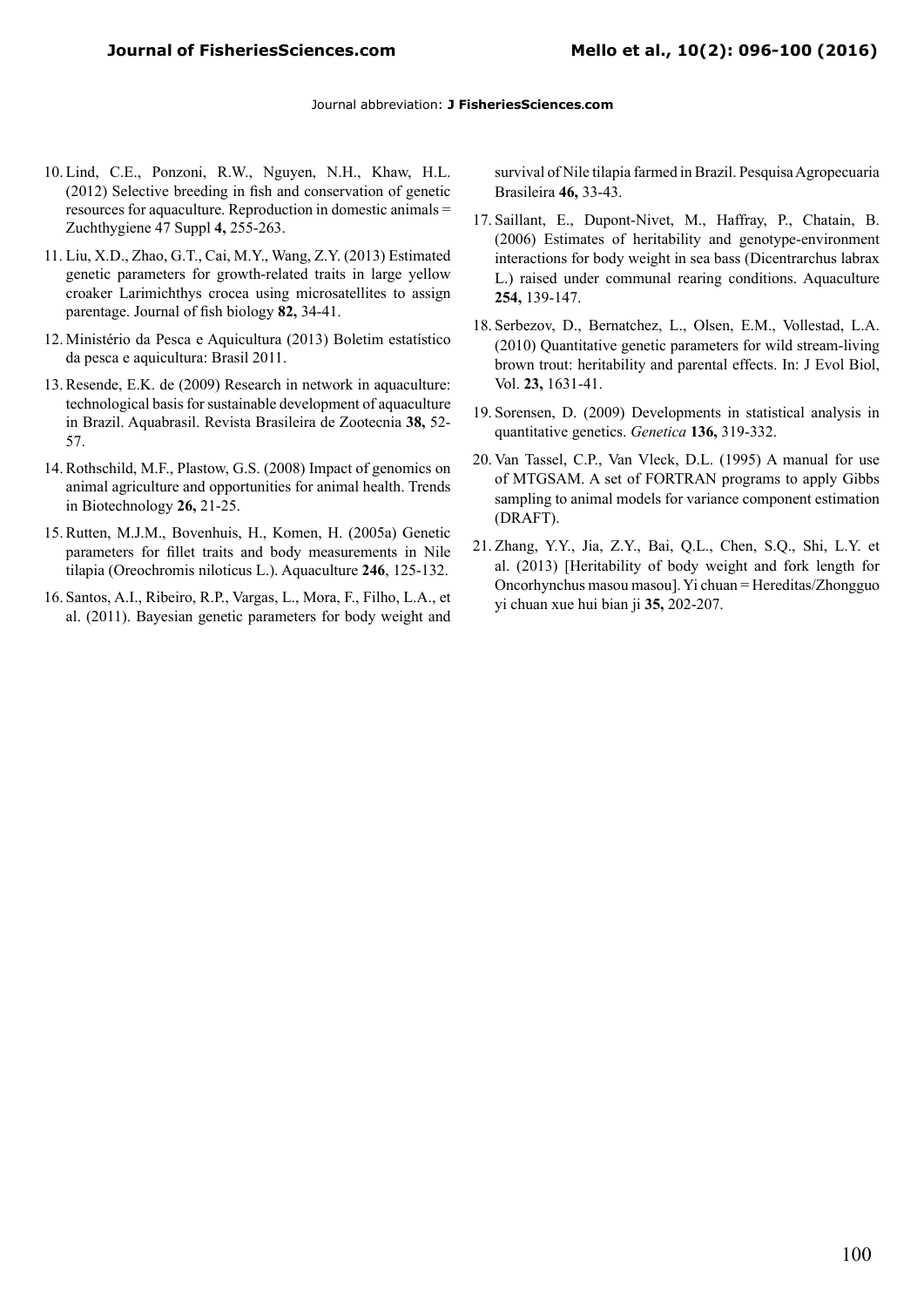10. Lind, C.E., Ponzoni, R.W., Nguyen, N.H., Khaw, H.L. (2012) Selective breeding in fish and conservation of genetic resources for aquaculture. Reproduction in domestic animals = Zuchthygiene 47 Suppl **4,** 255-263.

11. Liu, X.D., Zhao, G.T., Cai, M.Y., Wang, Z.Y. (2013) Estimated genetic parameters for growth-related traits in large yellow croaker Larimichthys crocea using microsatellites to assign parentage. Journal of fish biology **82,** 34-41.

12. Ministério da Pesca e Aquicultura (2013) Boletim estatístico da pesca e aquicultura: Brasil 2011.

13. Resende, E.K. de (2009) Research in network in aquaculture: technological basis for sustainable development of aquaculture in Brazil. Aquabrasil. Revista Brasileira de Zootecnia **38,** 52-57.

14. Rothschild, M.F., Plastow, G.S. (2008) Impact of genomics on animal agriculture and opportunities for animal health. Trends in Biotechnology **26,** 21-25.

15. Rutten, M.J.M., Bovenhuis, H., Komen, H. (2005a) Genetic parameters for fillet traits and body measurements in Nile tilapia (Oreochromis niloticus L.). Aquaculture **246**, 125-132.

16. Santos, A.I., Ribeiro, R.P., Vargas, L., Mora, F., Filho, L.A., et al. (2011). Bayesian genetic parameters for body weight and survival of Nile tilapia farmed in Brazil. Pesquisa Agropecuaria Brasileira **46,** 33-43.

17. Saillant, E., Dupont-Nivet, M., Haffray, P., Chatain, B. (2006) Estimates of heritability and genotype-environment interactions for body weight in sea bass (Dicentrarchus labrax L.) raised under communal rearing conditions. Aquaculture **254,** 139-147.

18. Serbezov, D., Bernatchez, L., Olsen, E.M., Vollestad, L.A. (2010) Quantitative genetic parameters for wild stream-living brown trout: heritability and parental effects. In: J Evol Biol, Vol. **23,** 1631-41.

19. Sorensen, D. (2009) Developments in statistical analysis in quantitative genetics. *Genetica* **136,** 319-332.

20. Van Tassel, C.P., Van Vleck, D.L. (1995) A manual for use of MTGSAM. A set of FORTRAN programs to apply Gibbs sampling to animal models for variance component estimation (DRAFT).

21. Zhang, Y.Y., Jia, Z.Y., Bai, Q.L., Chen, S.Q., Shi, L.Y. et al. (2013) [Heritability of body weight and fork length for Oncorhynchus masou masou]. Yi chuan = Hereditas/Zhongguo yi chuan xue hui bian ji **35,** 202-207.